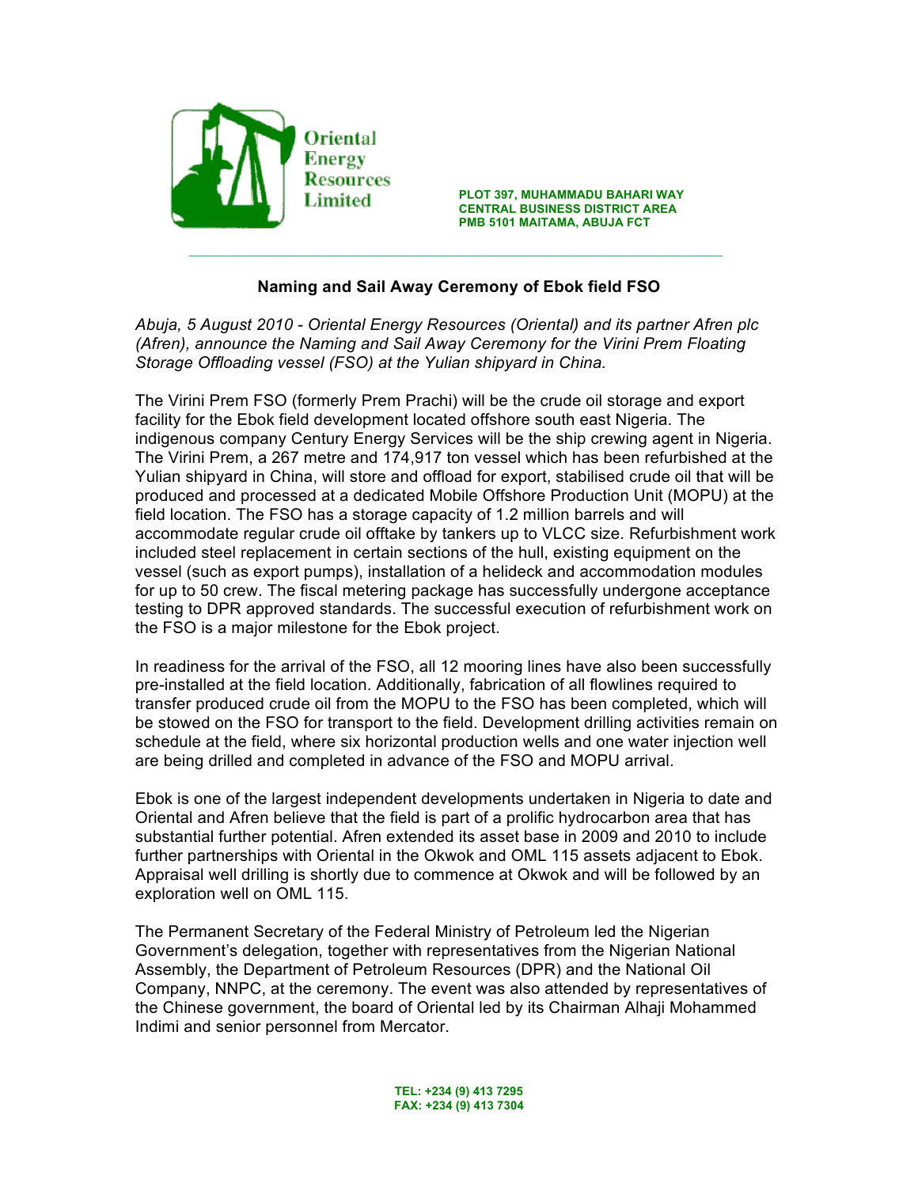Oriental Energy Resources Limited

PLOT 397, MUHAMMADU BAHARI WAY
CENTRAL BUSINESS DISTRICT AREA
PMB 5101 MAITAMA, ABUJA FCT

---

## Naming and Sail Away Ceremony of Ebok field FSO

*Abuja, 5 August 2010 - Oriental Energy Resources (Oriental) and its partner Afren plc (Afren), announce the Naming and Sail Away Ceremony for the Virini Prem Floating Storage Offloading vessel (FSO) at the Yulian shipyard in China.*

The Virini Prem FSO (formerly Prem Prachi) will be the crude oil storage and export facility for the Ebok field development located offshore south east Nigeria. The indigenous company Century Energy Services will be the ship crewing agent in Nigeria. The Virini Prem, a 267 metre and 174,917 ton vessel which has been refurbished at the Yulian shipyard in China, will store and offload for export, stabilised crude oil that will be produced and processed at a dedicated Mobile Offshore Production Unit (MOPU) at the field location. The FSO has a storage capacity of 1.2 million barrels and will accommodate regular crude oil offtake by tankers up to VLCC size. Refurbishment work included steel replacement in certain sections of the hull, existing equipment on the vessel (such as export pumps), installation of a helideck and accommodation modules for up to 50 crew. The fiscal metering package has successfully undergone acceptance testing to DPR approved standards. The successful execution of refurbishment work on the FSO is a major milestone for the Ebok project.

In readiness for the arrival of the FSO, all 12 mooring lines have also been successfully pre-installed at the field location. Additionally, fabrication of all flowlines required to transfer produced crude oil from the MOPU to the FSO has been completed, which will be stowed on the FSO for transport to the field. Development drilling activities remain on schedule at the field, where six horizontal production wells and one water injection well are being drilled and completed in advance of the FSO and MOPU arrival.

Ebok is one of the largest independent developments undertaken in Nigeria to date and Oriental and Afren believe that the field is part of a prolific hydrocarbon area that has substantial further potential. Afren extended its asset base in 2009 and 2010 to include further partnerships with Oriental in the Okwok and OML 115 assets adjacent to Ebok. Appraisal well drilling is shortly due to commence at Okwok and will be followed by an exploration well on OML 115.

The Permanent Secretary of the Federal Ministry of Petroleum led the Nigerian Government's delegation, together with representatives from the Nigerian National Assembly, the Department of Petroleum Resources (DPR) and the National Oil Company, NNPC, at the ceremony. The event was also attended by representatives of the Chinese government, the board of Oriental led by its Chairman Alhaji Mohammed Indimi and senior personnel from Mercator.

TEL: +234 (9) 413 7295
FAX: +234 (9) 413 7304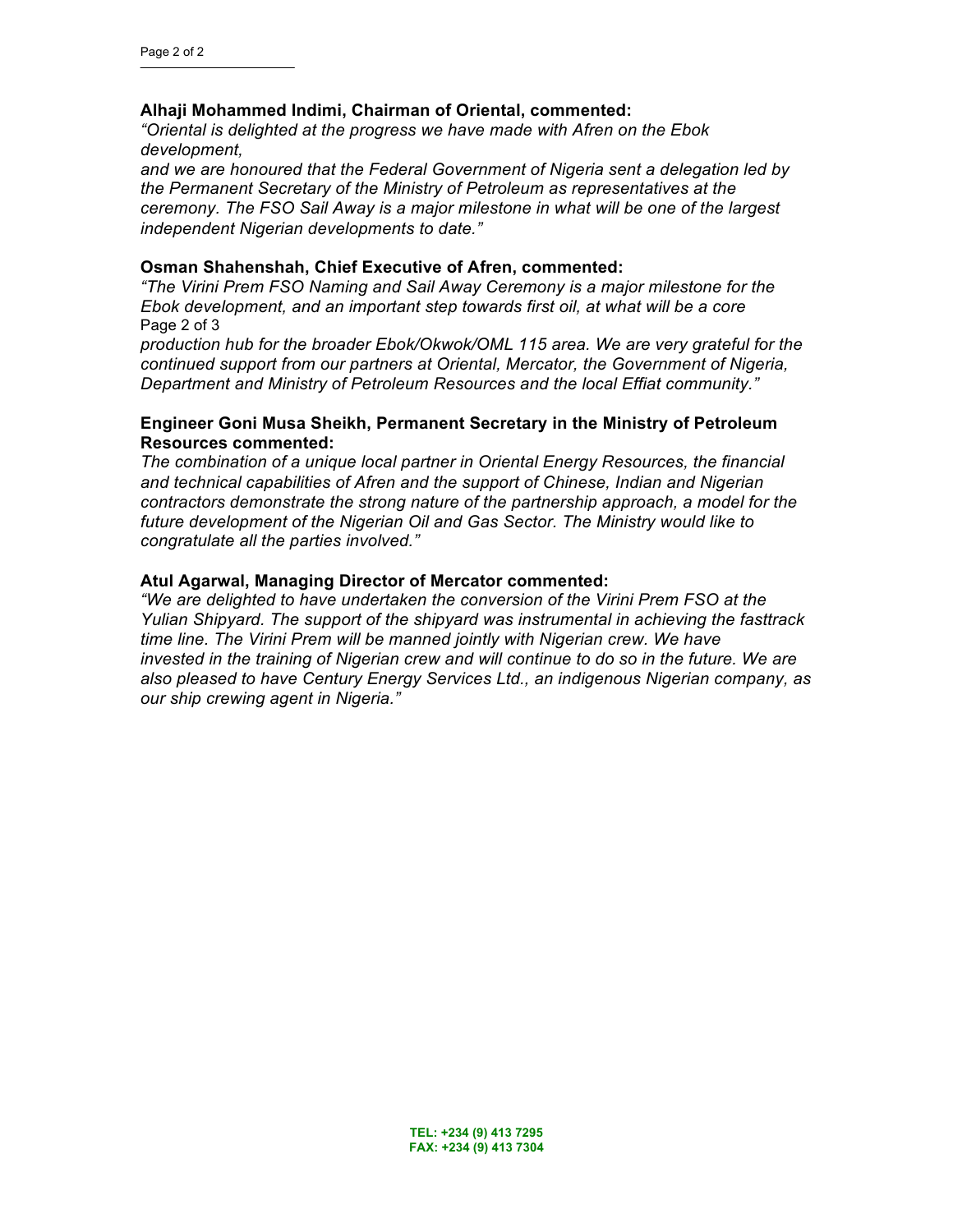**Alhaji Mohammed Indimi, Chairman of Oriental, commented:**

*"Oriental is delighted at the progress we have made with Afren on the Ebok development, and we are honoured that the Federal Government of Nigeria sent a delegation led by the Permanent Secretary of the Ministry of Petroleum as representatives at the ceremony. The FSO Sail Away is a major milestone in what will be one of the largest independent Nigerian developments to date."*

**Osman Shahenshah, Chief Executive of Afren, commented:**

*"The Virini Prem FSO Naming and Sail Away Ceremony is a major milestone for the Ebok development, and an important step towards first oil, at what will be a core production hub for the broader Ebok/Okwok/OML 115 area. We are very grateful for the continued support from our partners at Oriental, Mercator, the Government of Nigeria, Department and Ministry of Petroleum Resources and the local Effiat community."*

**Engineer Goni Musa Sheikh, Permanent Secretary in the Ministry of Petroleum Resources commented:**

*The combination of a unique local partner in Oriental Energy Resources, the financial and technical capabilities of Afren and the support of Chinese, Indian and Nigerian contractors demonstrate the strong nature of the partnership approach, a model for the future development of the Nigerian Oil and Gas Sector. The Ministry would like to congratulate all the parties involved."*

**Atul Agarwal, Managing Director of Mercator commented:**

*"We are delighted to have undertaken the conversion of the Virini Prem FSO at the Yulian Shipyard. The support of the shipyard was instrumental in achieving the fasttrack time line. The Virini Prem will be manned jointly with Nigerian crew. We have invested in the training of Nigerian crew and will continue to do so in the future. We are also pleased to have Century Energy Services Ltd., an indigenous Nigerian company, as our ship crewing agent in Nigeria."*

**TEL: +234 (9) 413 7295**
**FAX: +234 (9) 413 7304**